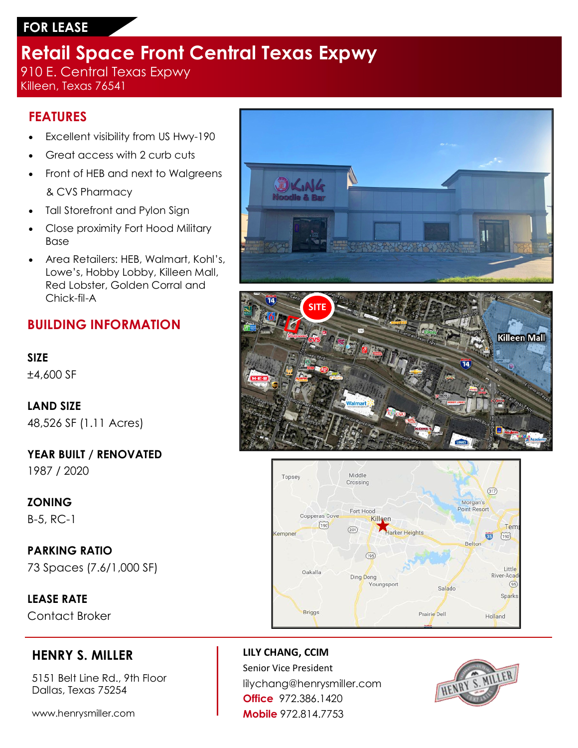FOR LEASE

# Retail Space Front Central Texas Expwy

910 E. Central Texas Expwy
Killeen, Texas 76541

## FEATURES

- Excellent visibility from US Hwy-190
- Great access with 2 curb cuts
- Front of HEB and next to Walgreens & CVS Pharmacy
- Tall Storefront and Pylon Sign
- Close proximity Fort Hood Military Base
- Area Retailers: HEB, Walmart, Kohl's, Lowe's, Hobby Lobby, Killeen Mall, Red Lobster, Golden Corral and Chick-fil-A

## BUILDING INFORMATION

**SIZE**
±4,600 SF

**LAND SIZE**
48,526 SF (1.11 Acres)

**YEAR BUILT / RENOVATED**
1987 / 2020

**ZONING**
B-5, RC-1

**PARKING RATIO**
73 Spaces (7.6/1,000 SF)

**LEASE RATE**
Contact Broker

---

**HENRY S. MILLER**

5151 Belt Line Rd., 9th Floor
Dallas, Texas 75254

www.henrysmiller.com

**LILY CHANG, CCIM**
Senior Vice President
lilychang@henrysmiller.com
**Office** 972.386.1420
**Mobile** 972.814.7753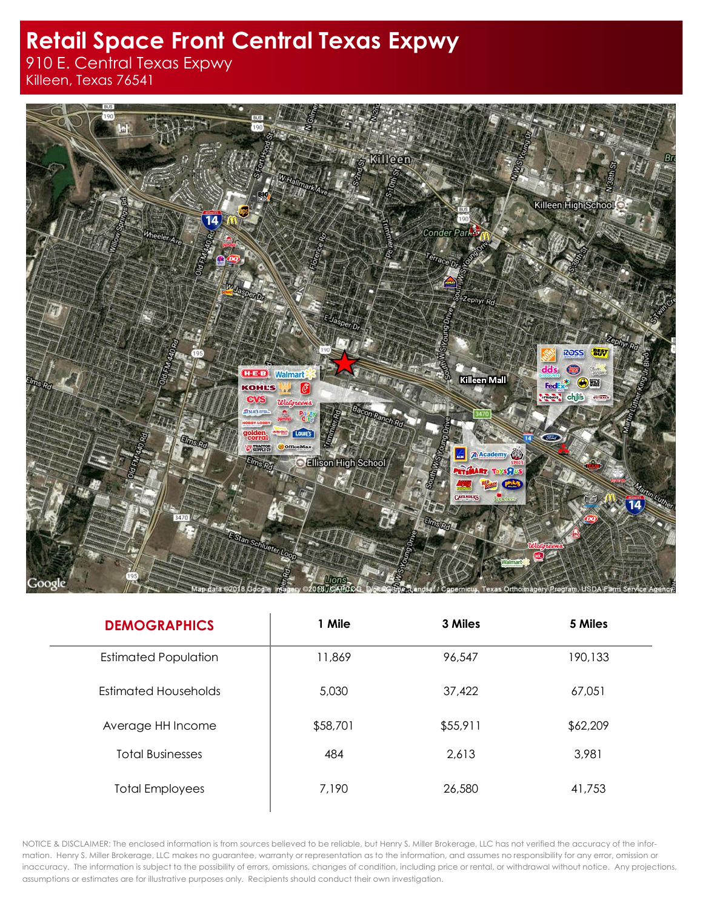# Retail Space Front Central Texas Expwy

910 E. Central Texas Expwy
Killeen, Texas 76541

| DEMOGRAPHICS | 1 Mile | 3 Miles | 5 Miles |
|---|---|---|---|
| Estimated Population | 11,869 | 96,547 | 190,133 |
| Estimated Households | 5,030 | 37,422 | 67,051 |
| Average HH Income | $58,701 | $55,911 | $62,209 |
| Total Businesses | 484 | 2,613 | 3,981 |
| Total Employees | 7,190 | 26,580 | 41,753 |

NOTICE & DISCLAIMER: The enclosed information is from sources believed to be reliable, but Henry S. Miller Brokerage, LLC has not verified the accuracy of the information. Henry S. Miller Brokerage, LLC makes no guarantee, warranty or representation as to the information, and assumes no responsibility for any error, omission or inaccuracy. The information is subject to the possibility of errors, omissions, changes of condition, including price or rental, or withdrawal without notice. Any projections, assumptions or estimates are for illustrative purposes only. Recipients should conduct their own investigation.